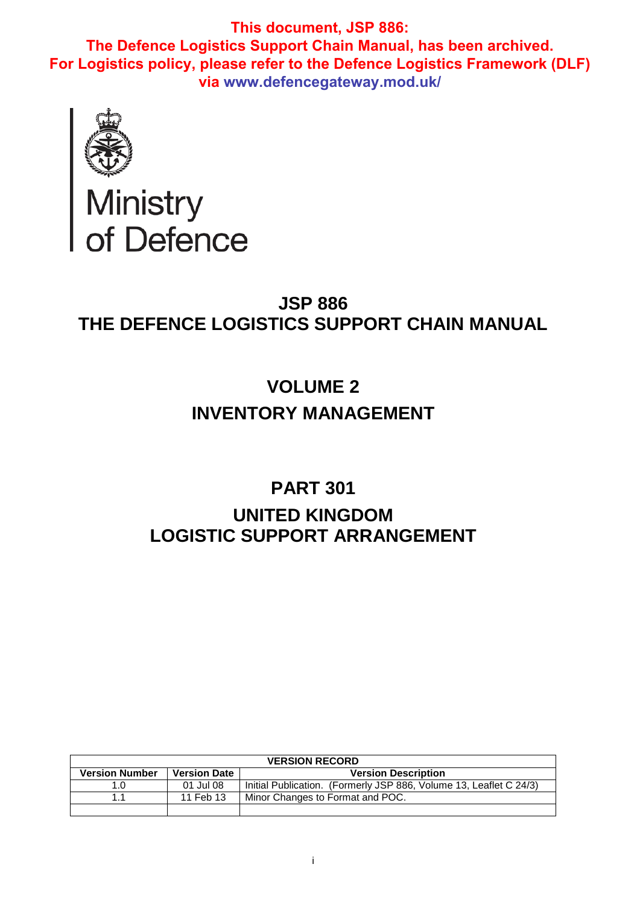**This document, JSP 886:**
**The Defence Logistics Support Chain Manual, has been archived.**
**For Logistics policy, please refer to the Defence Logistics Framework (DLF) via www.defencegateway.mod.uk/**

Ministry of Defence

# JSP 886
# THE DEFENCE LOGISTICS SUPPORT CHAIN MANUAL

## VOLUME 2
## INVENTORY MANAGEMENT

## PART 301
## UNITED KINGDOM LOGISTIC SUPPORT ARRANGEMENT

| VERSION RECORD | | |
|---|---|---|
| **Version Number** | **Version Date** | **Version Description** |
| 1.0 | 01 Jul 08 | Initial Publication. (Formerly JSP 886, Volume 13, Leaflet C 24/3) |
| 1.1 | 11 Feb 13 | Minor Changes to Format and POC. |
| | | |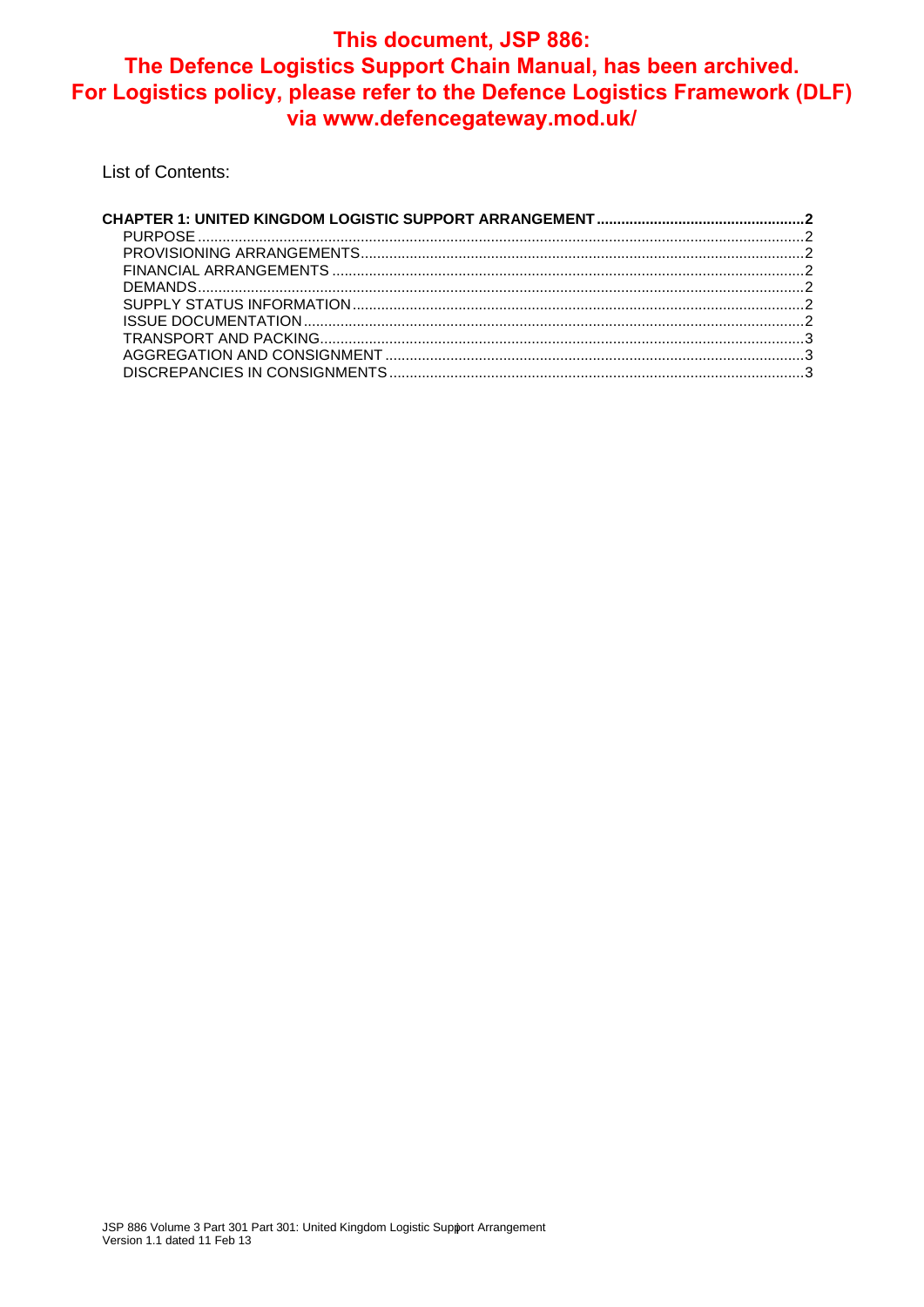**This document, JSP 886:
The Defence Logistics Support Chain Manual, has been archived.
For Logistics policy, please refer to the Defence Logistics Framework (DLF)
via www.defencegateway.mod.uk/**

List of Contents:

**CHAPTER 1: UNITED KINGDOM LOGISTIC SUPPORT ARRANGEMENT ..... 2**
- PURPOSE ..... 2
- PROVISIONING ARRANGEMENTS ..... 2
- FINANCIAL ARRANGEMENTS ..... 2
- DEMANDS ..... 2
- SUPPLY STATUS INFORMATION ..... 2
- ISSUE DOCUMENTATION ..... 2
- TRANSPORT AND PACKING ..... 3
- AGGREGATION AND CONSIGNMENT ..... 3
- DISCREPANCIES IN CONSIGNMENTS ..... 3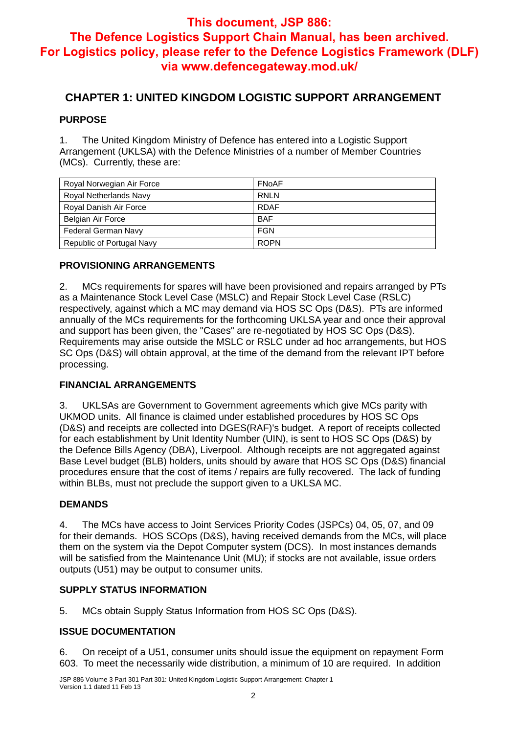**This document, JSP 886: The Defence Logistics Support Chain Manual, has been archived. For Logistics policy, please refer to the Defence Logistics Framework (DLF) via www.defencegateway.mod.uk/**

## CHAPTER 1: UNITED KINGDOM LOGISTIC SUPPORT ARRANGEMENT

### PURPOSE

1. The United Kingdom Ministry of Defence has entered into a Logistic Support Arrangement (UKLSA) with the Defence Ministries of a number of Member Countries (MCs). Currently, these are:

| | |
|---|---|
| Royal Norwegian Air Force | FNoAF |
| Royal Netherlands Navy | RNLN |
| Royal Danish Air Force | RDAF |
| Belgian Air Force | BAF |
| Federal German Navy | FGN |
| Republic of Portugal Navy | ROPN |

### PROVISIONING ARRANGEMENTS

2. MCs requirements for spares will have been provisioned and repairs arranged by PTs as a Maintenance Stock Level Case (MSLC) and Repair Stock Level Case (RSLC) respectively, against which a MC may demand via HOS SC Ops (D&S). PTs are informed annually of the MCs requirements for the forthcoming UKLSA year and once their approval and support has been given, the "Cases" are re-negotiated by HOS SC Ops (D&S). Requirements may arise outside the MSLC or RSLC under ad hoc arrangements, but HOS SC Ops (D&S) will obtain approval, at the time of the demand from the relevant IPT before processing.

### FINANCIAL ARRANGEMENTS

3. UKLSAs are Government to Government agreements which give MCs parity with UKMOD units. All finance is claimed under established procedures by HOS SC Ops (D&S) and receipts are collected into DGES(RAF)'s budget. A report of receipts collected for each establishment by Unit Identity Number (UIN), is sent to HOS SC Ops (D&S) by the Defence Bills Agency (DBA), Liverpool. Although receipts are not aggregated against Base Level budget (BLB) holders, units should by aware that HOS SC Ops (D&S) financial procedures ensure that the cost of items / repairs are fully recovered. The lack of funding within BLBs, must not preclude the support given to a UKLSA MC.

### DEMANDS

4. The MCs have access to Joint Services Priority Codes (JSPCs) 04, 05, 07, and 09 for their demands. HOS SCOps (D&S), having received demands from the MCs, will place them on the system via the Depot Computer system (DCS). In most instances demands will be satisfied from the Maintenance Unit (MU); if stocks are not available, issue orders outputs (U51) may be output to consumer units.

### SUPPLY STATUS INFORMATION

5. MCs obtain Supply Status Information from HOS SC Ops (D&S).

### ISSUE DOCUMENTATION

6. On receipt of a U51, consumer units should issue the equipment on repayment Form 603. To meet the necessarily wide distribution, a minimum of 10 are required. In addition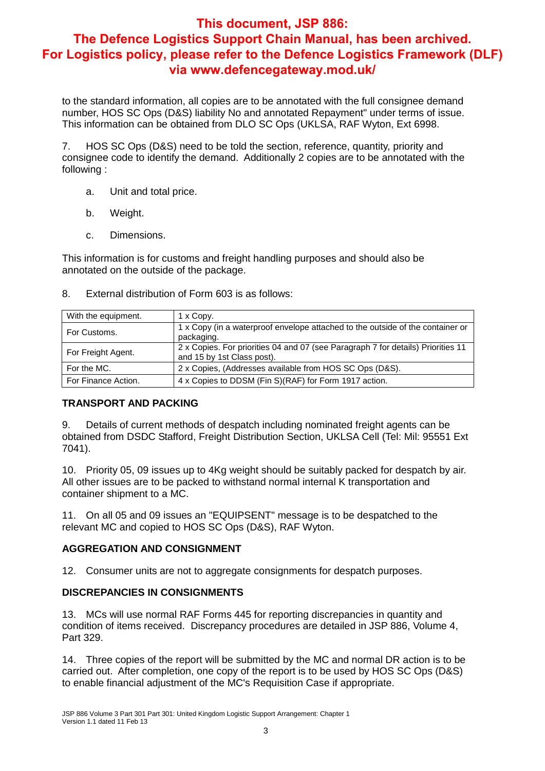# This document, JSP 886: The Defence Logistics Support Chain Manual, has been archived. For Logistics policy, please refer to the Defence Logistics Framework (DLF) via www.defencegateway.mod.uk/

to the standard information, all copies are to be annotated with the full consignee demand number, HOS SC Ops (D&S) liability No and annotated Repayment" under terms of issue. This information can be obtained from DLO SC Ops (UKLSA, RAF Wyton, Ext 6998.

7. HOS SC Ops (D&S) need to be told the section, reference, quantity, priority and consignee code to identify the demand. Additionally 2 copies are to be annotated with the following :

a. Unit and total price.

b. Weight.

c. Dimensions.

This information is for customs and freight handling purposes and should also be annotated on the outside of the package.

8. External distribution of Form 603 is as follows:

| | |
|---|---|
| With the equipment. | 1 x Copy. |
| For Customs. | 1 x Copy (in a waterproof envelope attached to the outside of the container or packaging. |
| For Freight Agent. | 2 x Copies. For priorities 04 and 07 (see Paragraph 7 for details) Priorities 11 and 15 by 1st Class post). |
| For the MC. | 2 x Copies, (Addresses available from HOS SC Ops (D&S). |
| For Finance Action. | 4 x Copies to DDSM (Fin S)(RAF) for Form 1917 action. |

## TRANSPORT AND PACKING

9. Details of current methods of despatch including nominated freight agents can be obtained from DSDC Stafford, Freight Distribution Section, UKLSA Cell (Tel: Mil: 95551 Ext 7041).

10. Priority 05, 09 issues up to 4Kg weight should be suitably packed for despatch by air. All other issues are to be packed to withstand normal internal K transportation and container shipment to a MC.

11. On all 05 and 09 issues an "EQUIPSENT" message is to be despatched to the relevant MC and copied to HOS SC Ops (D&S), RAF Wyton.

## AGGREGATION AND CONSIGNMENT

12. Consumer units are not to aggregate consignments for despatch purposes.

## DISCREPANCIES IN CONSIGNMENTS

13. MCs will use normal RAF Forms 445 for reporting discrepancies in quantity and condition of items received. Discrepancy procedures are detailed in JSP 886, Volume 4, Part 329.

14. Three copies of the report will be submitted by the MC and normal DR action is to be carried out. After completion, one copy of the report is to be used by HOS SC Ops (D&S) to enable financial adjustment of the MC's Requisition Case if appropriate.